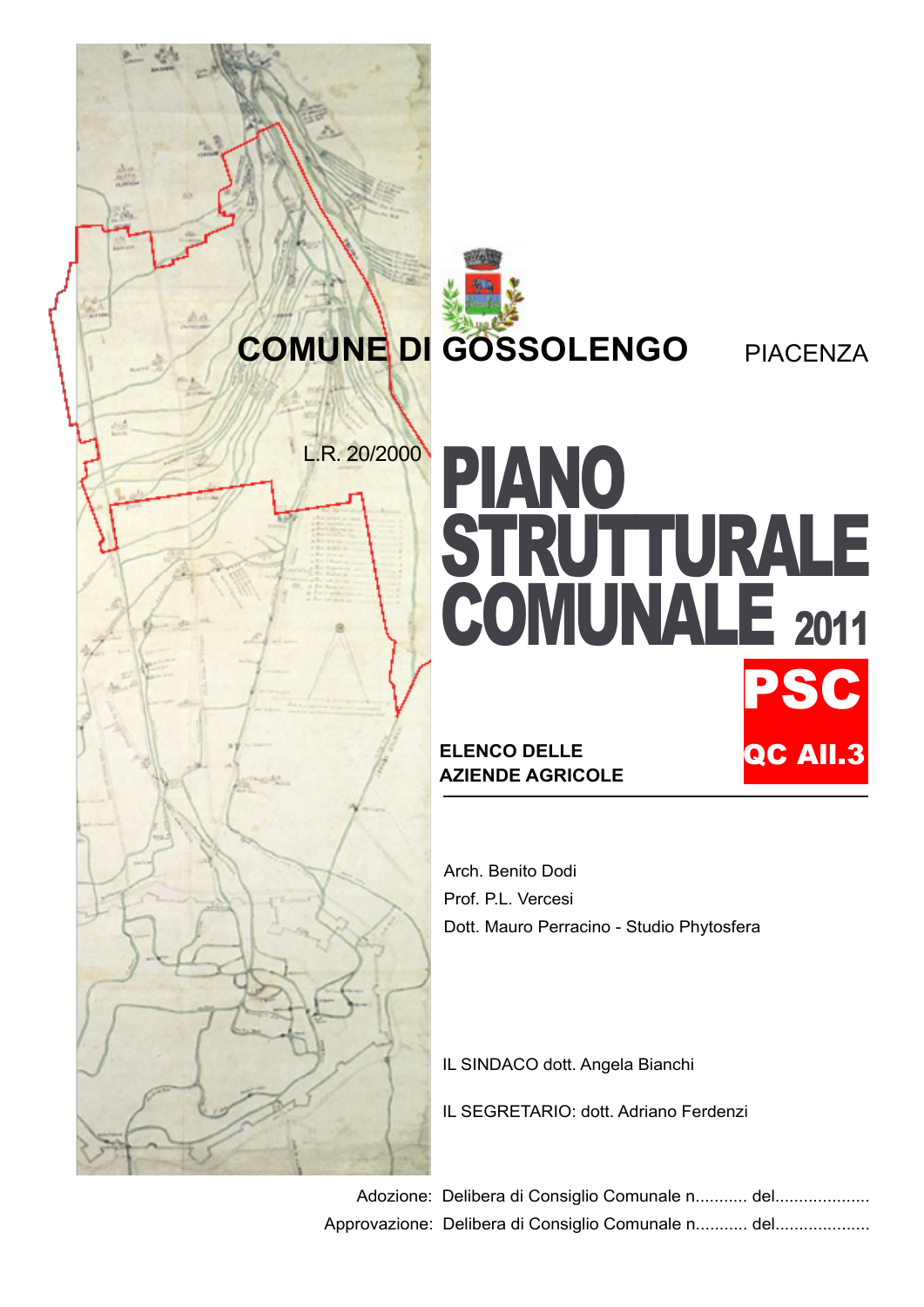# COMUNE DI GOSSOLENGO

PIACENZA

L.R. 20/2000

# PIANO STRUTTURALE COMUNALE 2011

**PSC**

**QC All.3**

**ELENCO DELLE AZIENDE AGRICOLE**

Arch. Benito Dodi

Prof. P.L. Vercesi

Dott. Mauro Perracino - Studio Phytosfera

IL SINDACO dott. Angela Bianchi

IL SEGRETARIO: dott. Adriano Ferdenzi

Adozione: Delibera di Consiglio Comunale n........... del....................

Approvazione: Delibera di Consiglio Comunale n........... del....................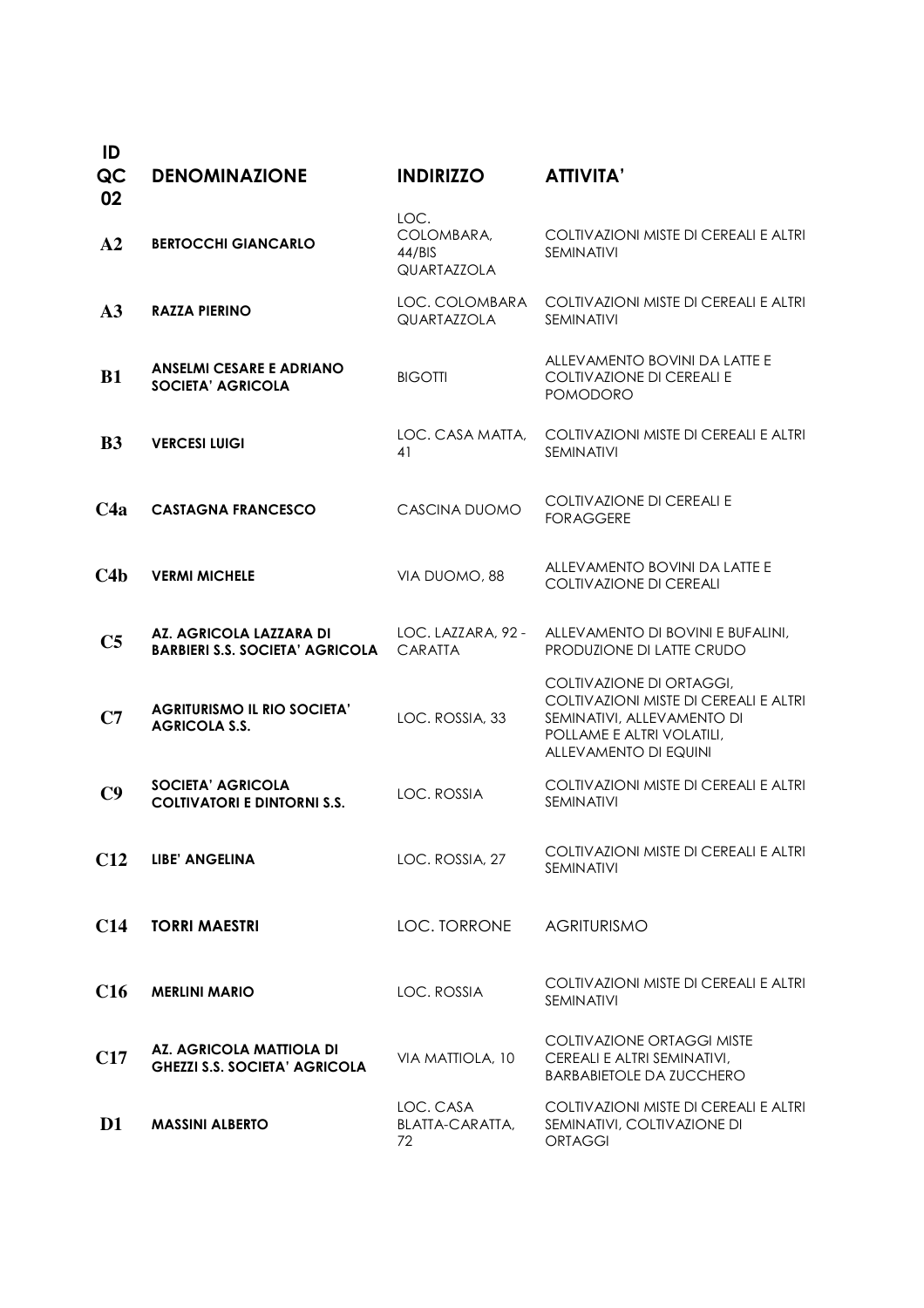| ID QC 02 | DENOMINAZIONE | INDIRIZZO | ATTIVITA' |
|---|---|---|---|
| A2 | **BERTOCCHI GIANCARLO** | LOC. COLOMBARA, 44/BIS QUARTAZZOLA | COLTIVAZIONI MISTE DI CEREALI E ALTRI SEMINATIVI |
| A3 | **RAZZA PIERINO** | LOC. COLOMBARA QUARTAZZOLA | COLTIVAZIONI MISTE DI CEREALI E ALTRI SEMINATIVI |
| B1 | **ANSELMI CESARE E ADRIANO SOCIETA' AGRICOLA** | BIGOTTI | ALLEVAMENTO BOVINI DA LATTE E COLTIVAZIONE DI CEREALI E POMODORO |
| B3 | **VERCESI LUIGI** | LOC. CASA MATTA, 41 | COLTIVAZIONI MISTE DI CEREALI E ALTRI SEMINATIVI |
| C4a | **CASTAGNA FRANCESCO** | CASCINA DUOMO | COLTIVAZIONE DI CEREALI E FORAGGERE |
| C4b | **VERMI MICHELE** | VIA DUOMO, 88 | ALLEVAMENTO BOVINI DA LATTE E COLTIVAZIONE DI CEREALI |
| C5 | **AZ. AGRICOLA LAZZARA DI BARBIERI S.S. SOCIETA' AGRICOLA** | LOC. LAZZARA, 92 - CARATTA | ALLEVAMENTO DI BOVINI E BUFALINI, PRODUZIONE DI LATTE CRUDO |
| C7 | **AGRITURISMO IL RIO SOCIETA' AGRICOLA S.S.** | LOC. ROSSIA, 33 | COLTIVAZIONE DI ORTAGGI, COLTIVAZIONI MISTE DI CEREALI E ALTRI SEMINATIVI, ALLEVAMENTO DI POLLAME E ALTRI VOLATILI, ALLEVAMENTO DI EQUINI |
| C9 | **SOCIETA' AGRICOLA COLTIVATORI E DINTORNI S.S.** | LOC. ROSSIA | COLTIVAZIONI MISTE DI CEREALI E ALTRI SEMINATIVI |
| C12 | **LIBE' ANGELINA** | LOC. ROSSIA, 27 | COLTIVAZIONI MISTE DI CEREALI E ALTRI SEMINATIVI |
| C14 | **TORRI MAESTRI** | LOC. TORRONE | AGRITURISMO |
| C16 | **MERLINI MARIO** | LOC. ROSSIA | COLTIVAZIONI MISTE DI CEREALI E ALTRI SEMINATIVI |
| C17 | **AZ. AGRICOLA MATTIOLA DI GHEZZI S.S. SOCIETA' AGRICOLA** | VIA MATTIOLA, 10 | COLTIVAZIONE ORTAGGI MISTE CEREALI E ALTRI SEMINATIVI, BARBABIETOLE DA ZUCCHERO |
| D1 | **MASSINI ALBERTO** | LOC. CASA BLATTA-CARATTA, 72 | COLTIVAZIONI MISTE DI CEREALI E ALTRI SEMINATIVI, COLTIVAZIONE DI ORTAGGI |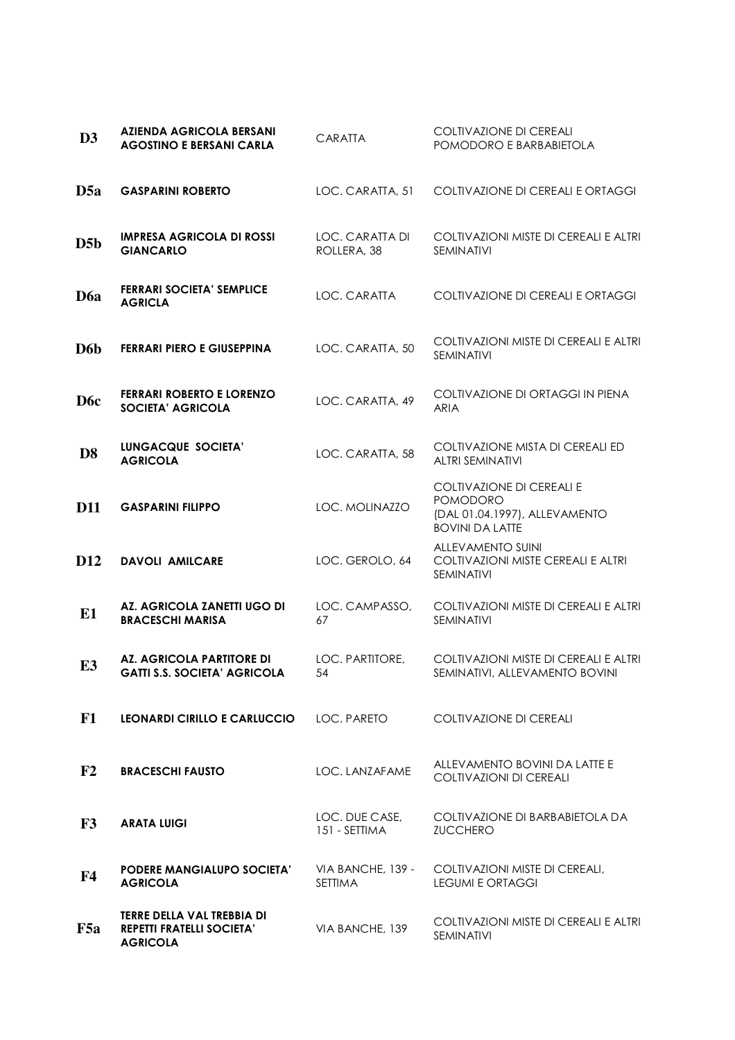| | | | |
|---|---|---|---|
| **D3** | **AZIENDA AGRICOLA BERSANI AGOSTINO E BERSANI CARLA** | CARATTA | COLTIVAZIONE DI CEREALI POMODORO E BARBABIETOLA |
| **D5a** | **GASPARINI ROBERTO** | LOC. CARATTA, 51 | COLTIVAZIONE DI CEREALI E ORTAGGI |
| **D5b** | **IMPRESA AGRICOLA DI ROSSI GIANCARLO** | LOC. CARATTA DI ROLLERA, 38 | COLTIVAZIONI MISTE DI CEREALI E ALTRI SEMINATIVI |
| **D6a** | **FERRARI SOCIETA' SEMPLICE AGRICLA** | LOC. CARATTA | COLTIVAZIONE DI CEREALI E ORTAGGI |
| **D6b** | **FERRARI PIERO E GIUSEPPINA** | LOC. CARATTA, 50 | COLTIVAZIONI MISTE DI CEREALI E ALTRI SEMINATIVI |
| **D6c** | **FERRARI ROBERTO E LORENZO SOCIETA' AGRICOLA** | LOC. CARATTA, 49 | COLTIVAZIONE DI ORTAGGI IN PIENA ARIA |
| **D8** | **LUNGACQUE SOCIETA' AGRICOLA** | LOC. CARATTA, 58 | COLTIVAZIONE MISTA DI CEREALI ED ALTRI SEMINATIVI |
| **D11** | **GASPARINI FILIPPO** | LOC. MOLINAZZO | COLTIVAZIONE DI CEREALI E POMODORO (DAL 01.04.1997), ALLEVAMENTO BOVINI DA LATTE |
| **D12** | **DAVOLI AMILCARE** | LOC. GEROLO, 64 | ALLEVAMENTO SUINI COLTIVAZIONI MISTE CEREALI E ALTRI SEMINATIVI |
| **E1** | **AZ. AGRICOLA ZANETTI UGO DI BRACESCHI MARISA** | LOC. CAMPASSO, 67 | COLTIVAZIONI MISTE DI CEREALI E ALTRI SEMINATIVI |
| **E3** | **AZ. AGRICOLA PARTITORE DI GATTI S.S. SOCIETA' AGRICOLA** | LOC. PARTITORE, 54 | COLTIVAZIONI MISTE DI CEREALI E ALTRI SEMINATIVI, ALLEVAMENTO BOVINI |
| **F1** | **LEONARDI CIRILLO E CARLUCCIO** | LOC. PARETO | COLTIVAZIONE DI CEREALI |
| **F2** | **BRACESCHI FAUSTO** | LOC. LANZAFAME | ALLEVAMENTO BOVINI DA LATTE E COLTIVAZIONI DI CEREALI |
| **F3** | **ARATA LUIGI** | LOC. DUE CASE, 151 - SETTIMA | COLTIVAZIONE DI BARBABIETOLA DA ZUCCHERO |
| **F4** | **PODERE MANGIALUPO SOCIETA' AGRICOLA** | VIA BANCHE, 139 - SETTIMA | COLTIVAZIONI MISTE DI CEREALI, LEGUMI E ORTAGGI |
| **F5a** | **TERRE DELLA VAL TREBBIA DI REPETTI FRATELLI SOCIETA' AGRICOLA** | VIA BANCHE, 139 | COLTIVAZIONI MISTE DI CEREALI E ALTRI SEMINATIVI |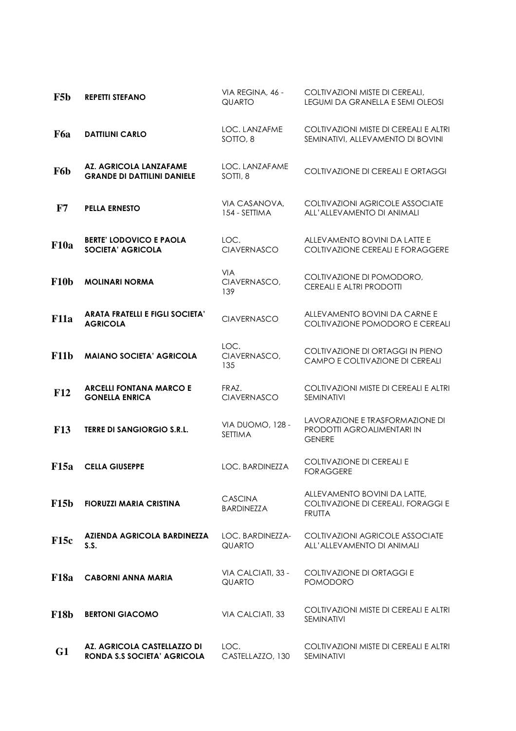| | | | |
|---|---|---|---|
| **F5b** | **REPETTI STEFANO** | VIA REGINA, 46 - QUARTO | COLTIVAZIONI MISTE DI CEREALI, LEGUMI DA GRANELLA E SEMI OLEOSI |
| **F6a** | **DATTILINI CARLO** | LOC. LANZAFME SOTTO, 8 | COLTIVAZIONI MISTE DI CEREALI E ALTRI SEMINATIVI, ALLEVAMENTO DI BOVINI |
| **F6b** | **AZ. AGRICOLA LANZAFAME GRANDE DI DATTILINI DANIELE** | LOC. LANZAFAME SOTTI, 8 | COLTIVAZIONE DI CEREALI E ORTAGGI |
| **F7** | **PELLA ERNESTO** | VIA CASANOVA, 154 - SETTIMA | COLTIVAZIONI AGRICOLE ASSOCIATE ALL'ALLEVAMENTO DI ANIMALI |
| **F10a** | **BERTE' LODOVICO E PAOLA SOCIETA' AGRICOLA** | LOC. CIAVERNASCO | ALLEVAMENTO BOVINI DA LATTE E COLTIVAZIONE CEREALI E FORAGGERE |
| **F10b** | **MOLINARI NORMA** | VIA CIAVERNASCO, 139 | COLTIVAZIONE DI POMODORO, CEREALI E ALTRI PRODOTTI |
| **F11a** | **ARATA FRATELLI E FIGLI SOCIETA' AGRICOLA** | CIAVERNASCO | ALLEVAMENTO BOVINI DA CARNE E COLTIVAZIONE POMODORO E CEREALI |
| **F11b** | **MAIANO SOCIETA' AGRICOLA** | LOC. CIAVERNASCO, 135 | COLTIVAZIONE DI ORTAGGI IN PIENO CAMPO E COLTIVAZIONE DI CEREALI |
| **F12** | **ARCELLI FONTANA MARCO E GONELLA ENRICA** | FRAZ. CIAVERNASCO | COLTIVAZIONI MISTE DI CEREALI E ALTRI SEMINATIVI |
| **F13** | **TERRE DI SANGIORGIO S.R.L.** | VIA DUOMO, 128 - SETTIMA | LAVORAZIONE E TRASFORMAZIONE DI PRODOTTI AGROALIMENTARI IN GENERE |
| **F15a** | **CELLA GIUSEPPE** | LOC. BARDINEZZA | COLTIVAZIONE DI CEREALI E FORAGGERE |
| **F15b** | **FIORUZZI MARIA CRISTINA** | CASCINA BARDINEZZA | ALLEVAMENTO BOVINI DA LATTE, COLTIVAZIONE DI CEREALI, FORAGGI E FRUTTA |
| **F15c** | **AZIENDA AGRICOLA BARDINEZZA S.S.** | LOC. BARDINEZZA-QUARTO | COLTIVAZIONI AGRICOLE ASSOCIATE ALL'ALLEVAMENTO DI ANIMALI |
| **F18a** | **CABORNI ANNA MARIA** | VIA CALCIATI, 33 - QUARTO | COLTIVAZIONE DI ORTAGGI E POMODORO |
| **F18b** | **BERTONI GIACOMO** | VIA CALCIATI, 33 | COLTIVAZIONI MISTE DI CEREALI E ALTRI SEMINATIVI |
| **G1** | **AZ. AGRICOLA CASTELLAZZO DI RONDA S.S SOCIETA' AGRICOLA** | LOC. CASTELLAZZO, 130 | COLTIVAZIONI MISTE DI CEREALI E ALTRI SEMINATIVI |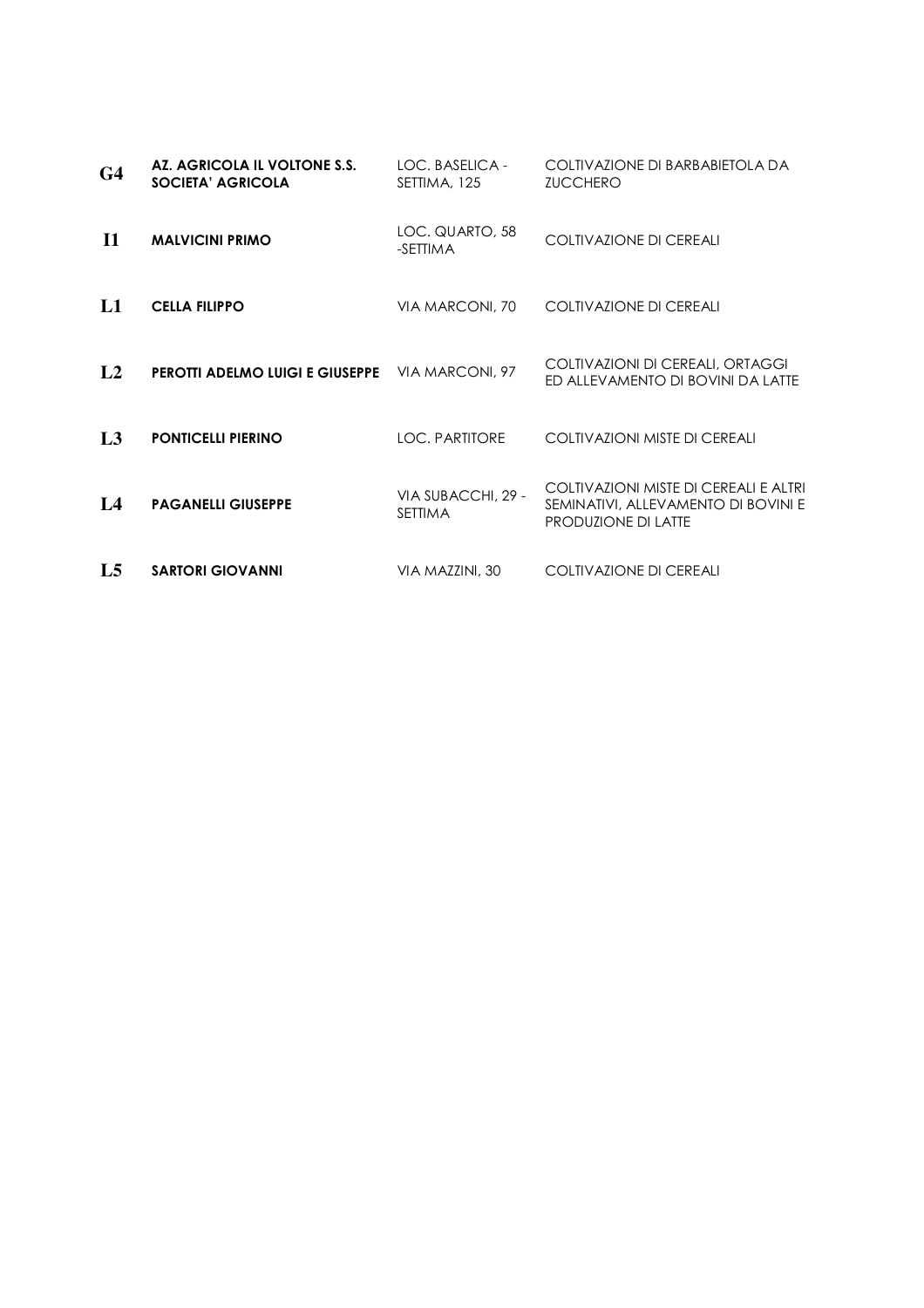| | | | |
|---|---|---|---|
| **G4** | **AZ. AGRICOLA IL VOLTONE S.S. SOCIETA' AGRICOLA** | LOC. BASELICA - SETTIMA, 125 | COLTIVAZIONE DI BARBABIETOLA DA ZUCCHERO |
| **I1** | **MALVICINI PRIMO** | LOC. QUARTO, 58 -SETTIMA | COLTIVAZIONE DI CEREALI |
| **L1** | **CELLA FILIPPO** | VIA MARCONI, 70 | COLTIVAZIONE DI CEREALI |
| **L2** | **PEROTTI ADELMO LUIGI E GIUSEPPE** | VIA MARCONI, 97 | COLTIVAZIONI DI CEREALI, ORTAGGI ED ALLEVAMENTO DI BOVINI DA LATTE |
| **L3** | **PONTICELLI PIERINO** | LOC. PARTITORE | COLTIVAZIONI MISTE DI CEREALI |
| **L4** | **PAGANELLI GIUSEPPE** | VIA SUBACCHI, 29 - SETTIMA | COLTIVAZIONI MISTE DI CEREALI E ALTRI SEMINATIVI, ALLEVAMENTO DI BOVINI E PRODUZIONE DI LATTE |
| **L5** | **SARTORI GIOVANNI** | VIA MAZZINI, 30 | COLTIVAZIONE DI CEREALI |